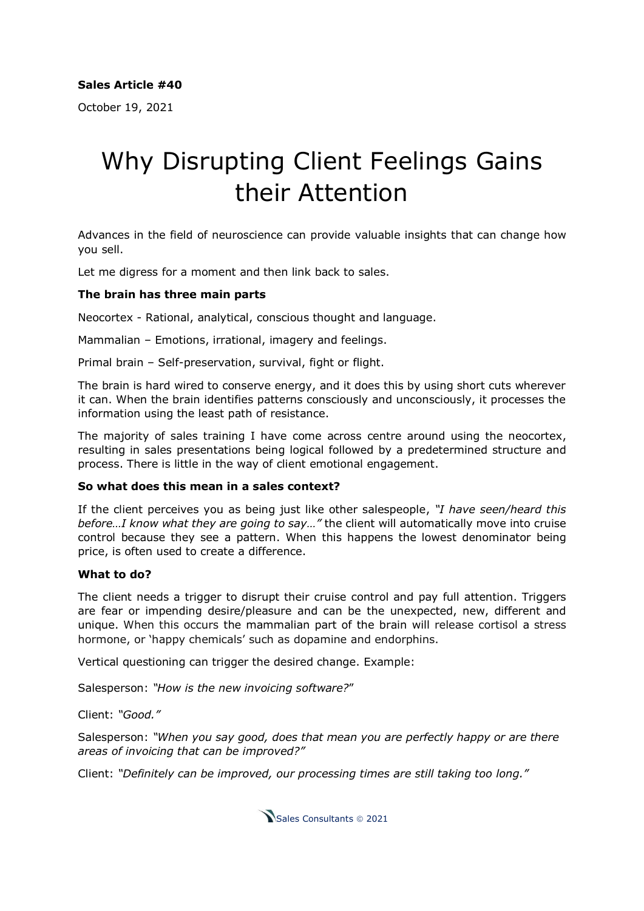**Sales Article #40**

October 19, 2021

# Why Disrupting Client Feelings Gains their Attention

Advances in the field of neuroscience can provide valuable insights that can change how you sell.

Let me digress for a moment and then link back to sales.

**The brain has three main parts**

Neocortex - Rational, analytical, conscious thought and language.

Mammalian – Emotions, irrational, imagery and feelings.

Primal brain – Self-preservation, survival, fight or flight.

The brain is hard wired to conserve energy, and it does this by using short cuts wherever it can. When the brain identifies patterns consciously and unconsciously, it processes the information using the least path of resistance.

The majority of sales training I have come across centre around using the neocortex, resulting in sales presentations being logical followed by a predetermined structure and process. There is little in the way of client emotional engagement.

**So what does this mean in a sales context?**

If the client perceives you as being just like other salespeople, *"I have seen/heard this before…I know what they are going to say…"* the client will automatically move into cruise control because they see a pattern. When this happens the lowest denominator being price, is often used to create a difference.

**What to do?**

The client needs a trigger to disrupt their cruise control and pay full attention. Triggers are fear or impending desire/pleasure and can be the unexpected, new, different and unique. When this occurs the mammalian part of the brain will release cortisol a stress hormone, or 'happy chemicals' such as dopamine and endorphins.

Vertical questioning can trigger the desired change. Example:

Salesperson: *"How is the new invoicing software?"*

Client: *"Good."*

Salesperson: *"When you say good, does that mean you are perfectly happy or are there areas of invoicing that can be improved?"*

Client: *"Definitely can be improved, our processing times are still taking too long."*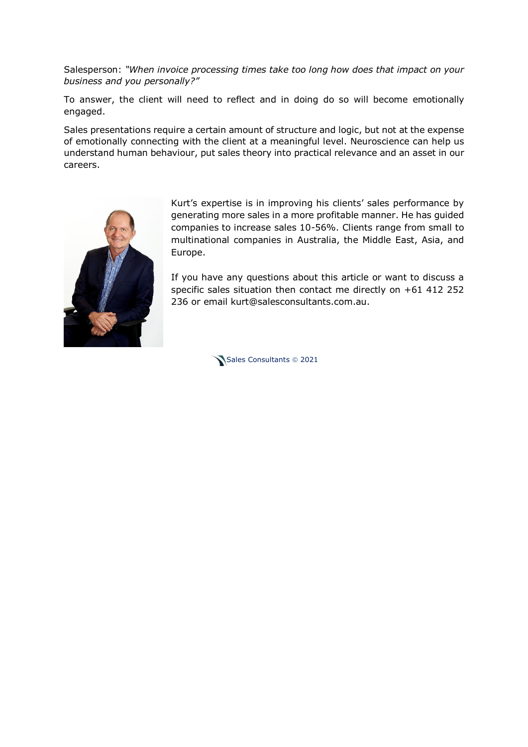Salesperson: *"When invoice processing times take too long how does that impact on your business and you personally?"*

To answer, the client will need to reflect and in doing do so will become emotionally engaged.

Sales presentations require a certain amount of structure and logic, but not at the expense of emotionally connecting with the client at a meaningful level. Neuroscience can help us understand human behaviour, put sales theory into practical relevance and an asset in our careers.

Kurt's expertise is in improving his clients' sales performance by generating more sales in a more profitable manner. He has guided companies to increase sales 10-56%. Clients range from small to multinational companies in Australia, the Middle East, Asia, and Europe.

If you have any questions about this article or want to discuss a specific sales situation then contact me directly on +61 412 252 236 or email kurt@salesconsultants.com.au.

Sales Consultants © 2021